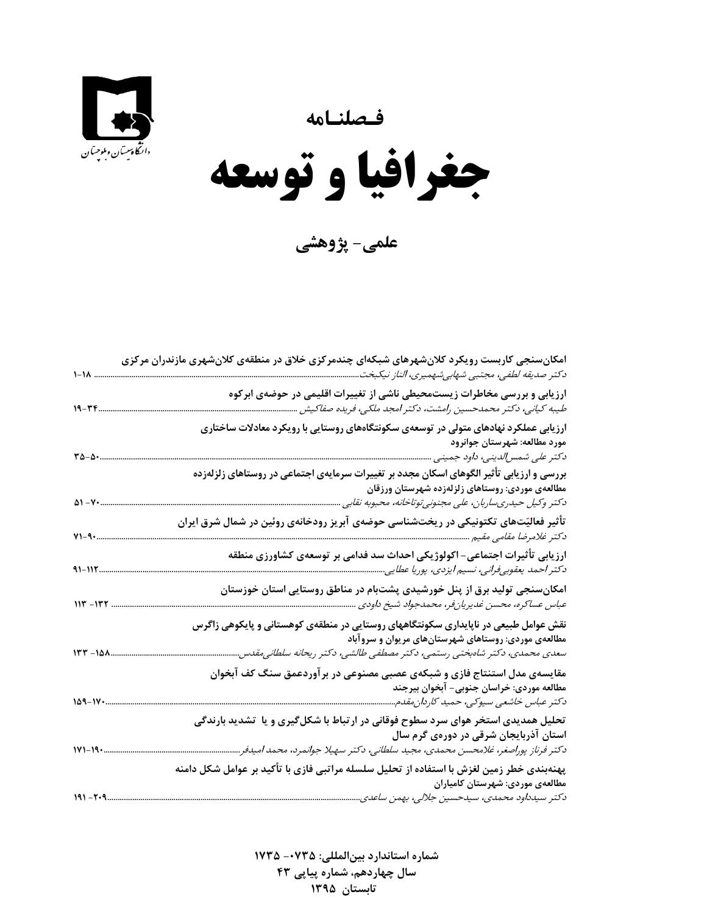دانشگاه سیستان و بلوچستان

فصلنامه

# جغرافیا و توسعه

## علمی- پژوهشی

**امکان‌سنجی کاربست رویکرد کلان‌شهرهای شبکه‌ای چندمرکزی خلاق در منطقه‌ی کلان‌شهری مازندران مرکزی**
*دکتر صدیقه لطفی، مجتبی شهابی‌شهمیری، الناز نیکبخت* ..... ۱۸-۱

**ارزیابی و بررسی مخاطرات زیست‌محیطی ناشی از تغییرات اقلیمی در حوضه‌ی ابرکوه**
*طیبه کیانی، دکتر محمدحسین رامشت، دکتر امجد ملکی، فریده صفاکیش* ..... ۳۴-۱۹

**ارزیابی عملکرد نهادهای متولی در توسعه‌ی سکونتگاه‌های روستایی با رویکرد معادلات ساختاری**
**مورد مطالعه: شهرستان جوانرود**
*دکتر علی شمس‌الدینی، داود جمینی* ..... ۵۰-۳۵

**بررسی و ارزیابی تأثیر الگوهای اسکان مجدد بر تغییرات سرمایه‌ی اجتماعی در روستاهای زلزله‌زده**
**مطالعه‌ی موردی: روستاهای زلزله‌زده شهرستان ورزقان**
*دکتر وکیل حیدری‌ساربان، علی مجنونی‌توتاخانه، محبوبه نقابی* ..... ۷۰-۵۱

**تأثیر فعالیّت‌های تکتونیکی در ریخت‌شناسی حوضه‌ی آبریز رودخانه‌ی روئین در شمال شرق ایران**
*دکتر غلامرضا مقامی مقیم* ..... ۹۰-۷۱

**ارزیابی تأثیرات اجتماعی- اکولوژیکی احداث سد فدامی بر توسعه‌ی کشاورزی منطقه**
*دکتر احمد یعقوبی‌فرانی، نسیم ایزدی، پوریا عطایی* ..... ۱۱۲-۹۱

**امکان‌سنجی تولید برق از پنل خورشیدی پشت‌بام در مناطق روستایی استان خوزستان**
*عباس عساکره، محسن غدیریان‌فر، محمدجواد شیخ داودی* ..... ۱۳۲-۱۱۳

**نقش عوامل طبیعی در ناپایداری سکونتگاههای روستایی در منطقه‌ی کوهستانی و پایکوهی زاگرس**
**مطالعه‌ی موردی: روستاهای شهرستان‌های مریوان و سروآباد**
*سعدی محمدی، دکتر شاه‌بختی رستمی، دکتر مصطفی طالشی، دکتر ریحانه سلطانی‌مقدس* ..... ۱۵۸-۱۳۳

**مقایسه‌ی مدل استنتاج فازی و شبکه‌ی عصبی مصنوعی در برآوردعمق سنگ کف آبخوان**
**مطالعه موردی: خراسان جنوبی- آبخوان بیرجند**
*دکتر عباس خاشعی سیوکی، حمید کاردان‌مقدم* ..... ۱۷۰-۱۵۹

**تحلیل همدیدی استخر هوای سرد سطوح فوقانی در ارتباط با شکل‌گیری و یا تشدید بارندگی استان آذربایجان شرقی در دوره‌ی گرم سال**
*دکتر فرناز پوراصغر، غلامحسن محمدی، مجید سلطانی، دکتر سهیلا جوانمرد، محمد امیدفر* ..... ۱۹۰-۱۷۱

**پهنه‌بندی خطر زمین لغزش با استفاده از تحلیل سلسله مراتبی فازی با تأکید بر عوامل شکل دامنه**
**مطالعه‌ی موردی: شهرستان کامیاران**
*دکتر سیدداود محمدی، سیدحسین جلالی، بهمن ساعدی* ..... ۲۰۹-۱۹۱

**شماره استاندارد بین‌المللی: ۰۷۳۵- ۱۷۳۵**
**سال چهاردهم، شماره پیاپی ۴۳**
**تابستان ۱۳۹۵**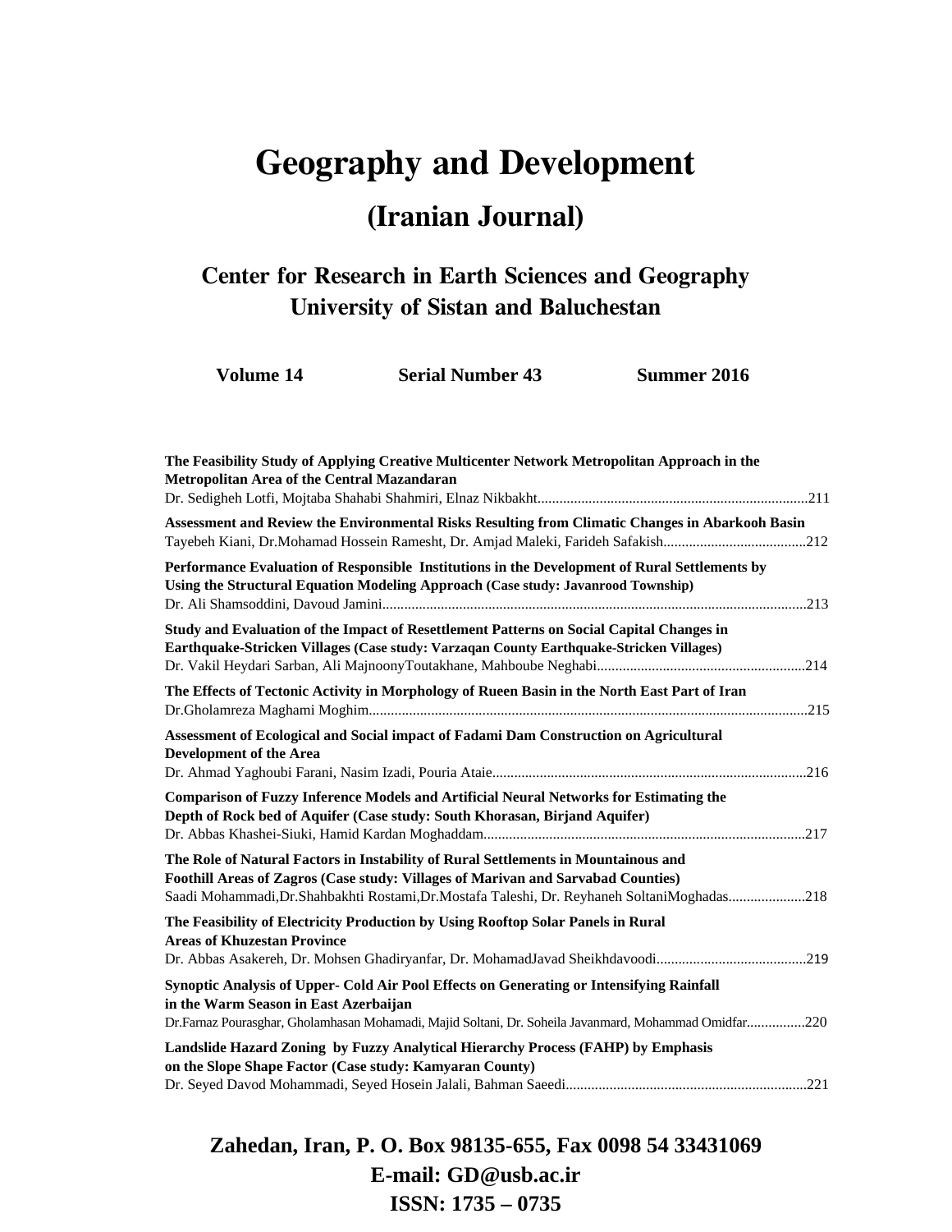# Geography and Development

## (Iranian Journal)

### Center for Research in Earth Sciences and Geography
### University of Sistan and Baluchestan

**Volume 14** **Serial Number 43** **Summer 2016**

**The Feasibility Study of Applying Creative Multicenter Network Metropolitan Approach in the Metropolitan Area of the Central Mazandaran**
Dr. Sedigheh Lotfi, Mojtaba Shahabi Shahmiri, Elnaz Nikbakht.........................................................................211

**Assessment and Review the Environmental Risks Resulting from Climatic Changes in Abarkooh Basin**
Tayebeh Kiani, Dr.Mohamad Hossein Ramesht, Dr. Amjad Maleki, Farideh Safakish.......................................212

**Performance Evaluation of Responsible Institutions in the Development of Rural Settlements by Using the Structural Equation Modeling Approach (Case study: Javanrood Township)**
Dr. Ali Shamsoddini, Davoud Jamini...................................................................................................................213

**Study and Evaluation of the Impact of Resettlement Patterns on Social Capital Changes in Earthquake-Stricken Villages (Case study: Varzaqan County Earthquake-Stricken Villages)**
Dr. Vakil Heydari Sarban, Ali MajnoonyToutakhane, Mahboube Neghabi.........................................................214

**The Effects of Tectonic Activity in Morphology of Rueen Basin in the North East Part of Iran**
Dr.Gholamreza Maghami Moghim........................................................................................................................215

**Assessment of Ecological and Social impact of Fadami Dam Construction on Agricultural Development of the Area**
Dr. Ahmad Yaghoubi Farani, Nasim Izadi, Pouria Ataie.....................................................................................216

**Comparison of Fuzzy Inference Models and Artificial Neural Networks for Estimating the Depth of Rock bed of Aquifer (Case study: South Khorasan, Birjand Aquifer)**
Dr. Abbas Khashei-Siuki, Hamid Kardan Moghaddam.......................................................................................217

**The Role of Natural Factors in Instability of Rural Settlements in Mountainous and Foothill Areas of Zagros (Case study: Villages of Marivan and Sarvabad Counties)**
Saadi Mohammadi,Dr.Shahbakhti Rostami,Dr.Mostafa Taleshi, Dr. Reyhaneh SoltaniMoghadas....................218

**The Feasibility of Electricity Production by Using Rooftop Solar Panels in Rural Areas of Khuzestan Province**
Dr. Abbas Asakereh, Dr. Mohsen Ghadiryanfar, Dr. MohamadJavad Sheikhdavoodi.........................................219

**Synoptic Analysis of Upper- Cold Air Pool Effects on Generating or Intensifying Rainfall in the Warm Season in East Azerbaijan**
Dr.Farnaz Pourasghar, Gholamhasan Mohamadi, Majid Soltani, Dr. Soheila Javanmard, Mohammad Omidfar................220

**Landslide Hazard Zoning by Fuzzy Analytical Hierarchy Process (FAHP) by Emphasis on the Slope Shape Factor (Case study: Kamyaran County)**
Dr. Seyed Davod Mohammadi, Seyed Hosein Jalali, Bahman Saeedi.................................................................221

**Zahedan, Iran, P. O. Box 98135-655, Fax 0098 54 33431069**
**E-mail: GD@usb.ac.ir**
**ISSN: 1735 – 0735**